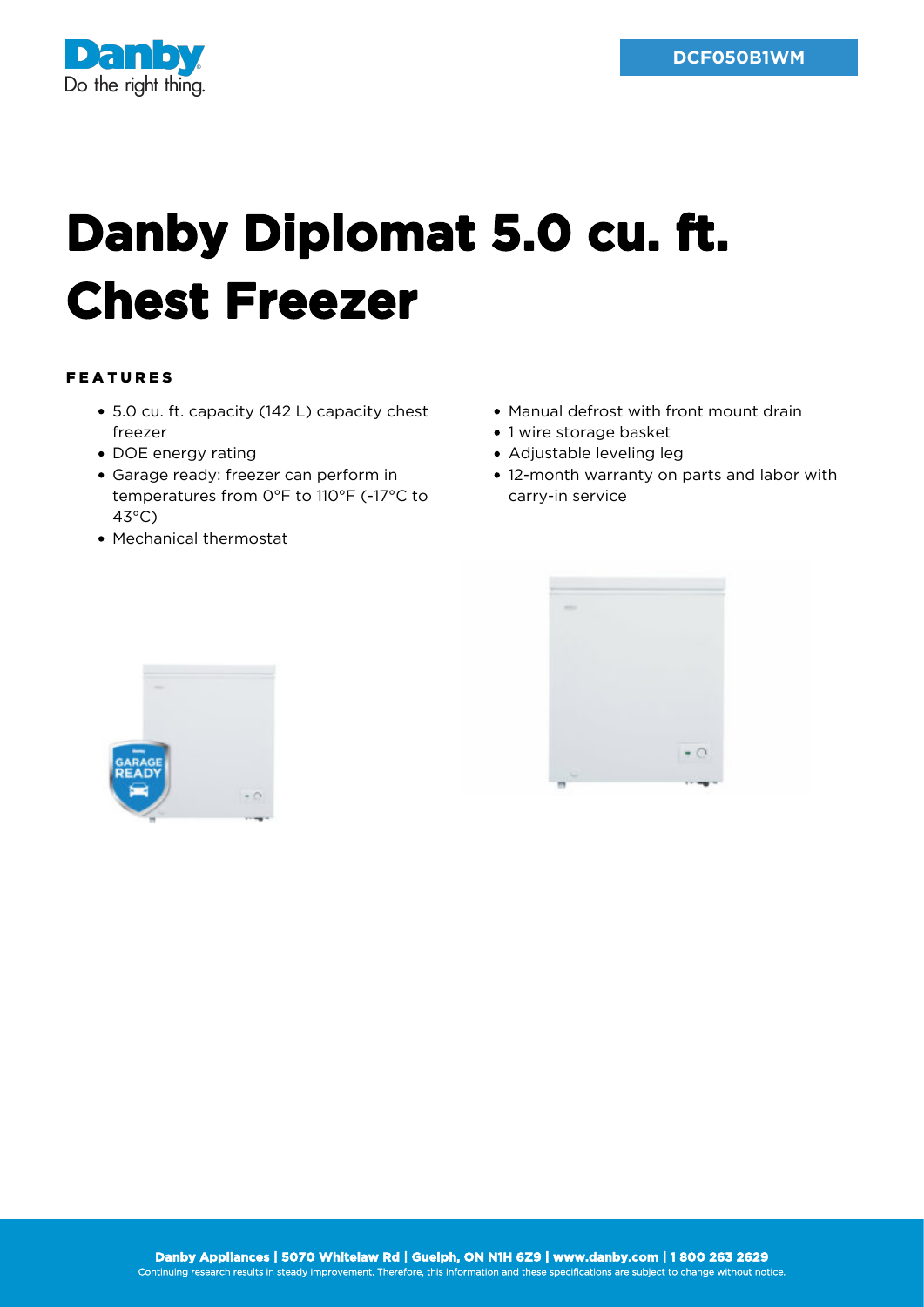DCF050B1WM

# Danby Diplomat 5.0 cu. ft. Chest Freezer

## FEATURES

- 5.0 cu. ft. capacity (142 L) capacity chest freezer
- DOE energy rating
- Garage ready: freezer can perform in temperatures from 0°F to 110°F (-17°C to 43°C)
- Mechanical thermostat
- Manual defrost with front mount drain
- 1 wire storage basket
- Adjustable leveling leg
- 12-month warranty on parts and labor with carry-in service

**Danby Appliances | 5070 Whitelaw Rd | Guelph, ON N1H 6Z9 | www.danby.com | 1 800 263 2629**
Continuing research results in steady improvement. Therefore, this information and these specifications are subject to change without notice.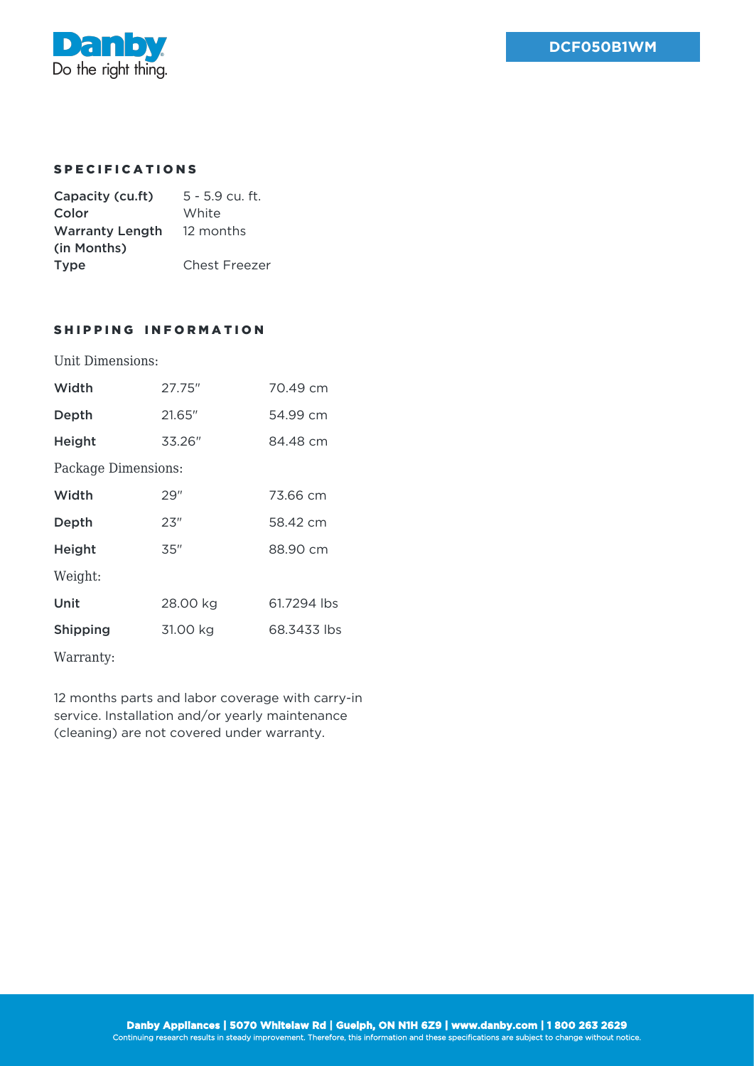Danby
Do the right thing.

**DCF050B1WM**

## SPECIFICATIONS

| | |
|---|---|
| **Capacity (cu.ft)** | 5 - 5.9 cu. ft. |
| **Color** | White |
| **Warranty Length (in Months)** | 12 months |
| **Type** | Chest Freezer |

## SHIPPING INFORMATION

| | | |
|---|---|---|
| Unit Dimensions: | | |
| **Width** | 27.75″ | 70.49 cm |
| **Depth** | 21.65″ | 54.99 cm |
| **Height** | 33.26″ | 84.48 cm |
| Package Dimensions: | | |
| **Width** | 29″ | 73.66 cm |
| **Depth** | 23″ | 58.42 cm |
| **Height** | 35″ | 88.90 cm |
| Weight: | | |
| **Unit** | 28.00 kg | 61.7294 lbs |
| **Shipping** | 31.00 kg | 68.3433 lbs |

Warranty:

12 months parts and labor coverage with carry-in service. Installation and/or yearly maintenance (cleaning) are not covered under warranty.

**Danby Appliances | 5070 Whitelaw Rd | Guelph, ON N1H 6Z9 | www.danby.com | 1 800 263 2629**
Continuing research results in steady improvement. Therefore, this information and these specifications are subject to change without notice.